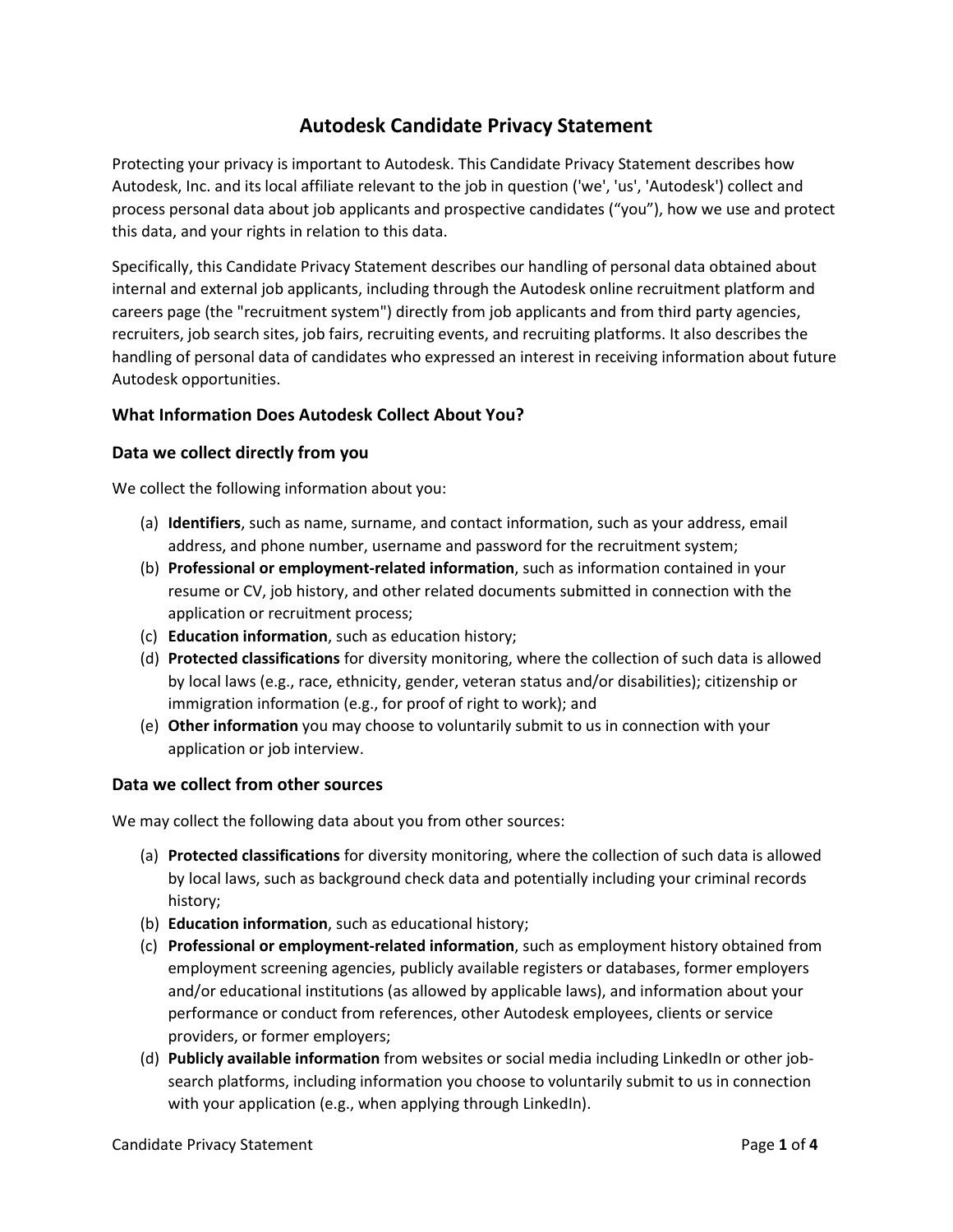# Autodesk Candidate Privacy Statement

Protecting your privacy is important to Autodesk. This Candidate Privacy Statement describes how Autodesk, Inc. and its local affiliate relevant to the job in question ('we', 'us', 'Autodesk') collect and process personal data about job applicants and prospective candidates ("you"), how we use and protect this data, and your rights in relation to this data.

Specifically, this Candidate Privacy Statement describes our handling of personal data obtained about internal and external job applicants, including through the Autodesk online recruitment platform and careers page (the "recruitment system") directly from job applicants and from third party agencies, recruiters, job search sites, job fairs, recruiting events, and recruiting platforms. It also describes the handling of personal data of candidates who expressed an interest in receiving information about future Autodesk opportunities.

### What Information Does Autodesk Collect About You?

### Data we collect directly from you

We collect the following information about you:

(a) **Identifiers**, such as name, surname, and contact information, such as your address, email address, and phone number, username and password for the recruitment system;
(b) **Professional or employment-related information**, such as information contained in your resume or CV, job history, and other related documents submitted in connection with the application or recruitment process;
(c) **Education information**, such as education history;
(d) **Protected classifications** for diversity monitoring, where the collection of such data is allowed by local laws (e.g., race, ethnicity, gender, veteran status and/or disabilities); citizenship or immigration information (e.g., for proof of right to work); and
(e) **Other information** you may choose to voluntarily submit to us in connection with your application or job interview.

### Data we collect from other sources

We may collect the following data about you from other sources:

(a) **Protected classifications** for diversity monitoring, where the collection of such data is allowed by local laws, such as background check data and potentially including your criminal records history;
(b) **Education information**, such as educational history;
(c) **Professional or employment-related information**, such as employment history obtained from employment screening agencies, publicly available registers or databases, former employers and/or educational institutions (as allowed by applicable laws), and information about your performance or conduct from references, other Autodesk employees, clients or service providers, or former employers;
(d) **Publicly available information** from websites or social media including LinkedIn or other job-search platforms, including information you choose to voluntarily submit to us in connection with your application (e.g., when applying through LinkedIn).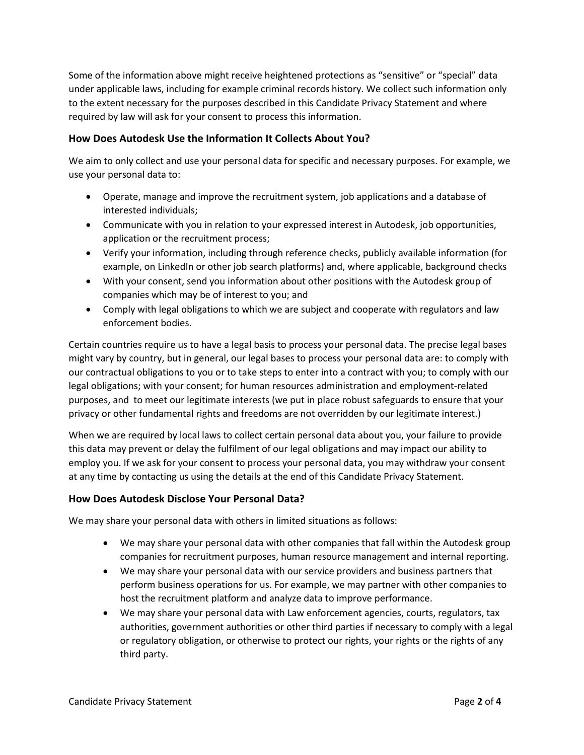Some of the information above might receive heightened protections as "sensitive" or "special" data under applicable laws, including for example criminal records history. We collect such information only to the extent necessary for the purposes described in this Candidate Privacy Statement and where required by law will ask for your consent to process this information.

### How Does Autodesk Use the Information It Collects About You?

We aim to only collect and use your personal data for specific and necessary purposes. For example, we use your personal data to:

- Operate, manage and improve the recruitment system, job applications and a database of interested individuals;
- Communicate with you in relation to your expressed interest in Autodesk, job opportunities, application or the recruitment process;
- Verify your information, including through reference checks, publicly available information (for example, on LinkedIn or other job search platforms) and, where applicable, background checks
- With your consent, send you information about other positions with the Autodesk group of companies which may be of interest to you; and
- Comply with legal obligations to which we are subject and cooperate with regulators and law enforcement bodies.

Certain countries require us to have a legal basis to process your personal data. The precise legal bases might vary by country, but in general, our legal bases to process your personal data are: to comply with our contractual obligations to you or to take steps to enter into a contract with you; to comply with our legal obligations; with your consent; for human resources administration and employment-related purposes, and to meet our legitimate interests (we put in place robust safeguards to ensure that your privacy or other fundamental rights and freedoms are not overridden by our legitimate interest.)

When we are required by local laws to collect certain personal data about you, your failure to provide this data may prevent or delay the fulfilment of our legal obligations and may impact our ability to employ you. If we ask for your consent to process your personal data, you may withdraw your consent at any time by contacting us using the details at the end of this Candidate Privacy Statement.

### How Does Autodesk Disclose Your Personal Data?

We may share your personal data with others in limited situations as follows:

- We may share your personal data with other companies that fall within the Autodesk group companies for recruitment purposes, human resource management and internal reporting.
- We may share your personal data with our service providers and business partners that perform business operations for us. For example, we may partner with other companies to host the recruitment platform and analyze data to improve performance.
- We may share your personal data with Law enforcement agencies, courts, regulators, tax authorities, government authorities or other third parties if necessary to comply with a legal or regulatory obligation, or otherwise to protect our rights, your rights or the rights of any third party.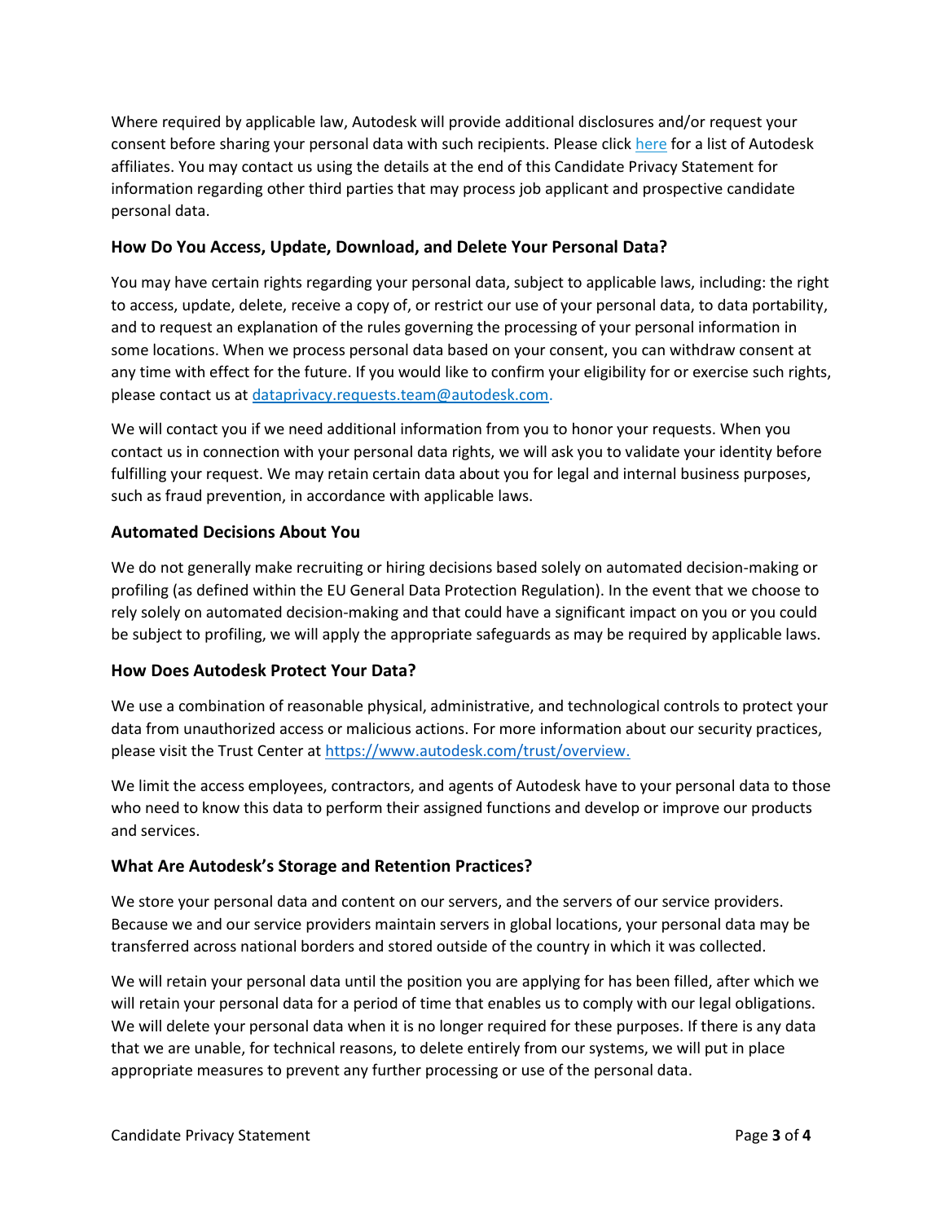Where required by applicable law, Autodesk will provide additional disclosures and/or request your consent before sharing your personal data with such recipients. Please click [here](#) for a list of Autodesk affiliates. You may contact us using the details at the end of this Candidate Privacy Statement for information regarding other third parties that may process job applicant and prospective candidate personal data.

### How Do You Access, Update, Download, and Delete Your Personal Data?

You may have certain rights regarding your personal data, subject to applicable laws, including: the right to access, update, delete, receive a copy of, or restrict our use of your personal data, to data portability, and to request an explanation of the rules governing the processing of your personal information in some locations. When we process personal data based on your consent, you can withdraw consent at any time with effect for the future. If you would like to confirm your eligibility for or exercise such rights, please contact us at [dataprivacy.requests.team@autodesk.com](mailto:dataprivacy.requests.team@autodesk.com).

We will contact you if we need additional information from you to honor your requests. When you contact us in connection with your personal data rights, we will ask you to validate your identity before fulfilling your request. We may retain certain data about you for legal and internal business purposes, such as fraud prevention, in accordance with applicable laws.

### Automated Decisions About You

We do not generally make recruiting or hiring decisions based solely on automated decision-making or profiling (as defined within the EU General Data Protection Regulation). In the event that we choose to rely solely on automated decision-making and that could have a significant impact on you or you could be subject to profiling, we will apply the appropriate safeguards as may be required by applicable laws.

### How Does Autodesk Protect Your Data?

We use a combination of reasonable physical, administrative, and technological controls to protect your data from unauthorized access or malicious actions. For more information about our security practices, please visit the Trust Center at [https://www.autodesk.com/trust/overview.](https://www.autodesk.com/trust/overview)

We limit the access employees, contractors, and agents of Autodesk have to your personal data to those who need to know this data to perform their assigned functions and develop or improve our products and services.

### What Are Autodesk's Storage and Retention Practices?

We store your personal data and content on our servers, and the servers of our service providers. Because we and our service providers maintain servers in global locations, your personal data may be transferred across national borders and stored outside of the country in which it was collected.

We will retain your personal data until the position you are applying for has been filled, after which we will retain your personal data for a period of time that enables us to comply with our legal obligations. We will delete your personal data when it is no longer required for these purposes. If there is any data that we are unable, for technical reasons, to delete entirely from our systems, we will put in place appropriate measures to prevent any further processing or use of the personal data.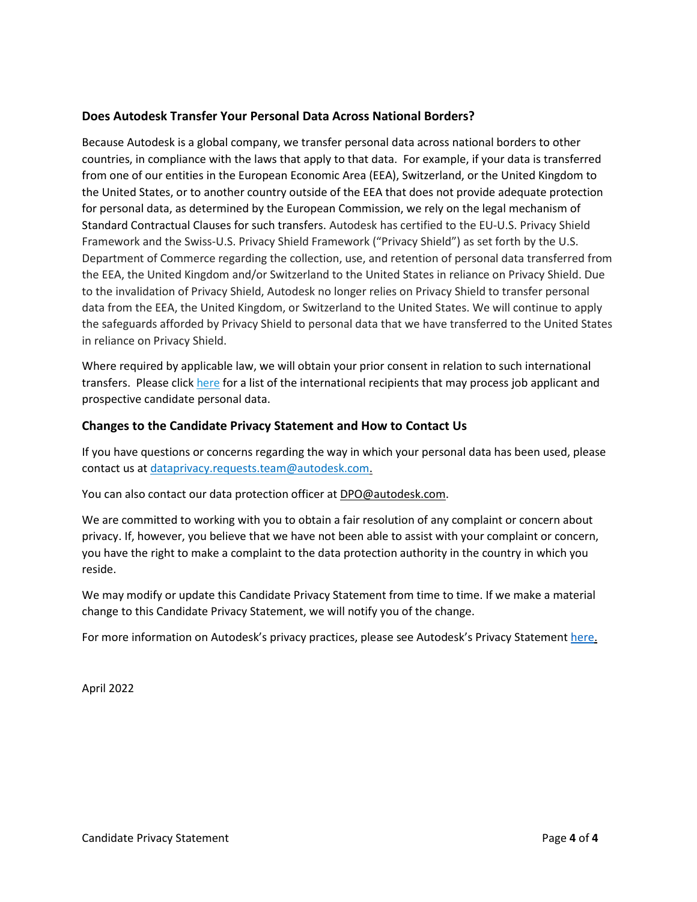### Does Autodesk Transfer Your Personal Data Across National Borders?

Because Autodesk is a global company, we transfer personal data across national borders to other countries, in compliance with the laws that apply to that data. For example, if your data is transferred from one of our entities in the European Economic Area (EEA), Switzerland, or the United Kingdom to the United States, or to another country outside of the EEA that does not provide adequate protection for personal data, as determined by the European Commission, we rely on the legal mechanism of Standard Contractual Clauses for such transfers. Autodesk has certified to the EU-U.S. Privacy Shield Framework and the Swiss-U.S. Privacy Shield Framework ("Privacy Shield") as set forth by the U.S. Department of Commerce regarding the collection, use, and retention of personal data transferred from the EEA, the United Kingdom and/or Switzerland to the United States in reliance on Privacy Shield. Due to the invalidation of Privacy Shield, Autodesk no longer relies on Privacy Shield to transfer personal data from the EEA, the United Kingdom, or Switzerland to the United States. We will continue to apply the safeguards afforded by Privacy Shield to personal data that we have transferred to the United States in reliance on Privacy Shield.

Where required by applicable law, we will obtain your prior consent in relation to such international transfers. Please click here for a list of the international recipients that may process job applicant and prospective candidate personal data.

### Changes to the Candidate Privacy Statement and How to Contact Us

If you have questions or concerns regarding the way in which your personal data has been used, please contact us at dataprivacy.requests.team@autodesk.com.

You can also contact our data protection officer at DPO@autodesk.com.

We are committed to working with you to obtain a fair resolution of any complaint or concern about privacy. If, however, you believe that we have not been able to assist with your complaint or concern, you have the right to make a complaint to the data protection authority in the country in which you reside.

We may modify or update this Candidate Privacy Statement from time to time. If we make a material change to this Candidate Privacy Statement, we will notify you of the change.

For more information on Autodesk's privacy practices, please see Autodesk's Privacy Statement here.

April 2022